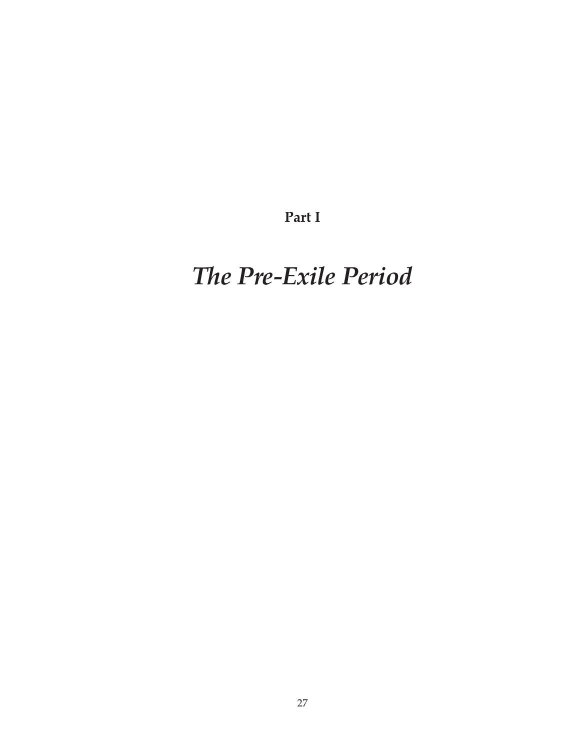**Part I**

# *The Pre-Exile Period*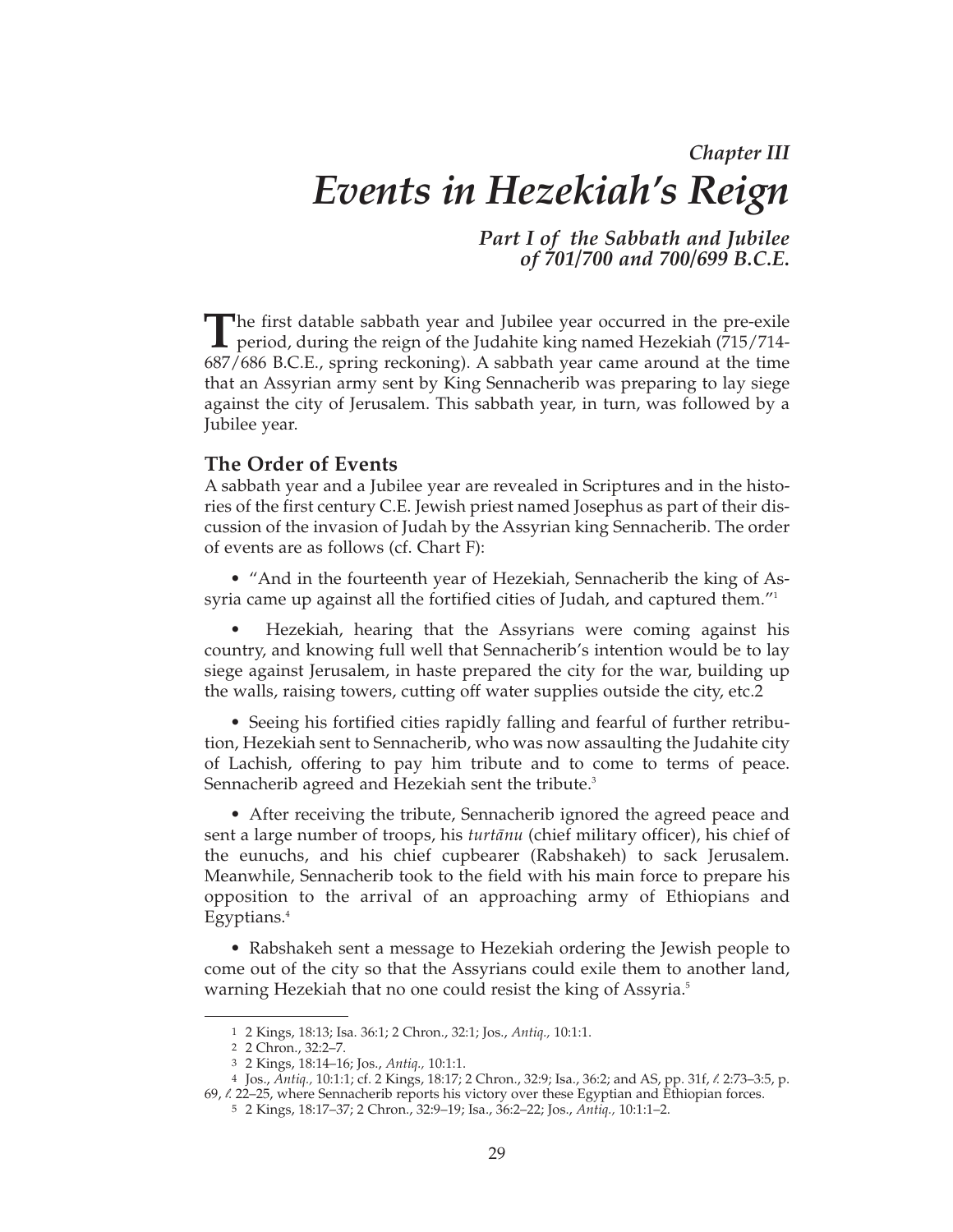*Chapter III*

# *Events in Hezekiah's Reign*

***Part I of the Sabbath and Jubilee of 701/700 and 700/699 B.C.E.***

The first datable sabbath year and Jubilee year occurred in the pre-exile period, during the reign of the Judahite king named Hezekiah (715/714-687/686 B.C.E., spring reckoning). A sabbath year came around at the time that an Assyrian army sent by King Sennacherib was preparing to lay siege against the city of Jerusalem. This sabbath year, in turn, was followed by a Jubilee year.

## The Order of Events

A sabbath year and a Jubilee year are revealed in Scriptures and in the histories of the first century C.E. Jewish priest named Josephus as part of their discussion of the invasion of Judah by the Assyrian king Sennacherib. The order of events are as follows (cf. Chart F):

- "And in the fourteenth year of Hezekiah, Sennacherib the king of Assyria came up against all the fortified cities of Judah, and captured them."[1]

- Hezekiah, hearing that the Assyrians were coming against his country, and knowing full well that Sennacherib's intention would be to lay siege against Jerusalem, in haste prepared the city for the war, building up the walls, raising towers, cutting off water supplies outside the city, etc.2

- Seeing his fortified cities rapidly falling and fearful of further retribution, Hezekiah sent to Sennacherib, who was now assaulting the Judahite city of Lachish, offering to pay him tribute and to come to terms of peace. Sennacherib agreed and Hezekiah sent the tribute.[3]

- After receiving the tribute, Sennacherib ignored the agreed peace and sent a large number of troops, his *turtānu* (chief military officer), his chief of the eunuchs, and his chief cupbearer (Rabshakeh) to sack Jerusalem. Meanwhile, Sennacherib took to the field with his main force to prepare his opposition to the arrival of an approaching army of Ethiopians and Egyptians.[4]

- Rabshakeh sent a message to Hezekiah ordering the Jewish people to come out of the city so that the Assyrians could exile them to another land, warning Hezekiah that no one could resist the king of Assyria.[5]

---

1 2 Kings, 18:13; Isa. 36:1; 2 Chron., 32:1; Jos., *Antiq.,* 10:1:1.

2 2 Chron., 32:2–7.

3 2 Kings, 18:14–16; Jos., *Antiq.,* 10:1:1.

4 Jos., *Antiq.,* 10:1:1; cf. 2 Kings, 18:17; 2 Chron., 32:9; Isa., 36:2; and AS, pp. 31f, *ℓ.* 2:73–3:5, p. 69, *ℓ.* 22–25, where Sennacherib reports his victory over these Egyptian and Ethiopian forces.

5 2 Kings, 18:17–37; 2 Chron., 32:9–19; Isa., 36:2–22; Jos., *Antiq.,* 10:1:1–2.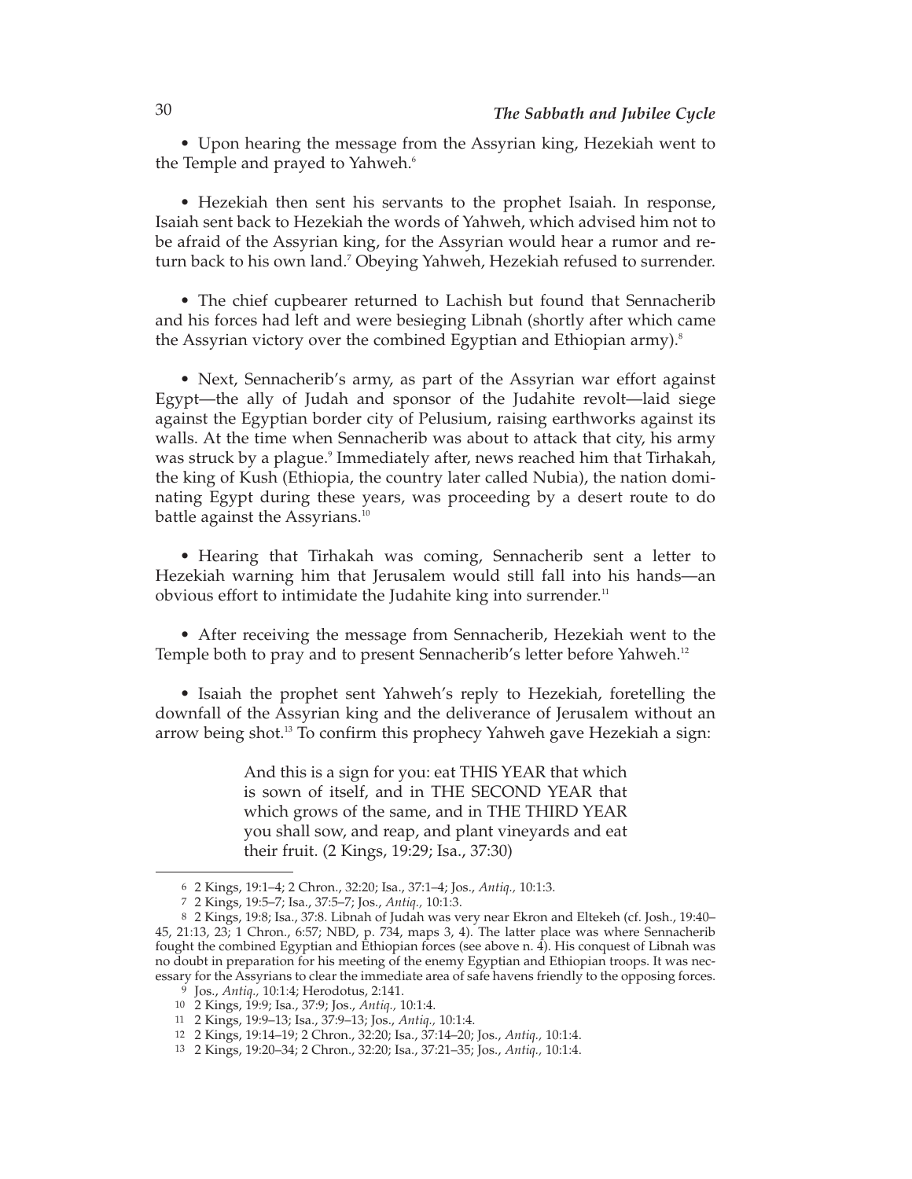• Upon hearing the message from the Assyrian king, Hezekiah went to the Temple and prayed to Yahweh.[6]

• Hezekiah then sent his servants to the prophet Isaiah. In response, Isaiah sent back to Hezekiah the words of Yahweh, which advised him not to be afraid of the Assyrian king, for the Assyrian would hear a rumor and return back to his own land.[7] Obeying Yahweh, Hezekiah refused to surrender.

• The chief cupbearer returned to Lachish but found that Sennacherib and his forces had left and were besieging Libnah (shortly after which came the Assyrian victory over the combined Egyptian and Ethiopian army).[8]

• Next, Sennacherib's army, as part of the Assyrian war effort against Egypt—the ally of Judah and sponsor of the Judahite revolt—laid siege against the Egyptian border city of Pelusium, raising earthworks against its walls. At the time when Sennacherib was about to attack that city, his army was struck by a plague.[9] Immediately after, news reached him that Tirhakah, the king of Kush (Ethiopia, the country later called Nubia), the nation dominating Egypt during these years, was proceeding by a desert route to do battle against the Assyrians.[10]

• Hearing that Tirhakah was coming, Sennacherib sent a letter to Hezekiah warning him that Jerusalem would still fall into his hands—an obvious effort to intimidate the Judahite king into surrender.[11]

• After receiving the message from Sennacherib, Hezekiah went to the Temple both to pray and to present Sennacherib's letter before Yahweh.[12]

• Isaiah the prophet sent Yahweh's reply to Hezekiah, foretelling the downfall of the Assyrian king and the deliverance of Jerusalem without an arrow being shot.[13] To confirm this prophecy Yahweh gave Hezekiah a sign:

> And this is a sign for you: eat THIS YEAR that which is sown of itself, and in THE SECOND YEAR that which grows of the same, and in THE THIRD YEAR you shall sow, and reap, and plant vineyards and eat their fruit. (2 Kings, 19:29; Isa., 37:30)

---

6 2 Kings, 19:1–4; 2 Chron., 32:20; Isa., 37:1–4; Jos., *Antiq.,* 10:1:3.

7 2 Kings, 19:5–7; Isa., 37:5–7; Jos., *Antiq.,* 10:1:3.

8 2 Kings, 19:8; Isa., 37:8. Libnah of Judah was very near Ekron and Eltekeh (cf. Josh., 19:40–45, 21:13, 23; 1 Chron., 6:57; NBD, p. 734, maps 3, 4). The latter place was where Sennacherib fought the combined Egyptian and Ethiopian forces (see above n. 4). His conquest of Libnah was no doubt in preparation for his meeting of the enemy Egyptian and Ethiopian troops. It was necessary for the Assyrians to clear the immediate area of safe havens friendly to the opposing forces.

9 Jos., *Antiq.,* 10:1:4; Herodotus, 2:141.

10 2 Kings, 19:9; Isa., 37:9; Jos., *Antiq.,* 10:1:4.

11 2 Kings, 19:9–13; Isa., 37:9–13; Jos., *Antiq.,* 10:1:4.

12 2 Kings, 19:14–19; 2 Chron., 32:20; Isa., 37:14–20; Jos., *Antiq.,* 10:1:4.

13 2 Kings, 19:20–34; 2 Chron., 32:20; Isa., 37:21–35; Jos., *Antiq.,* 10:1:4.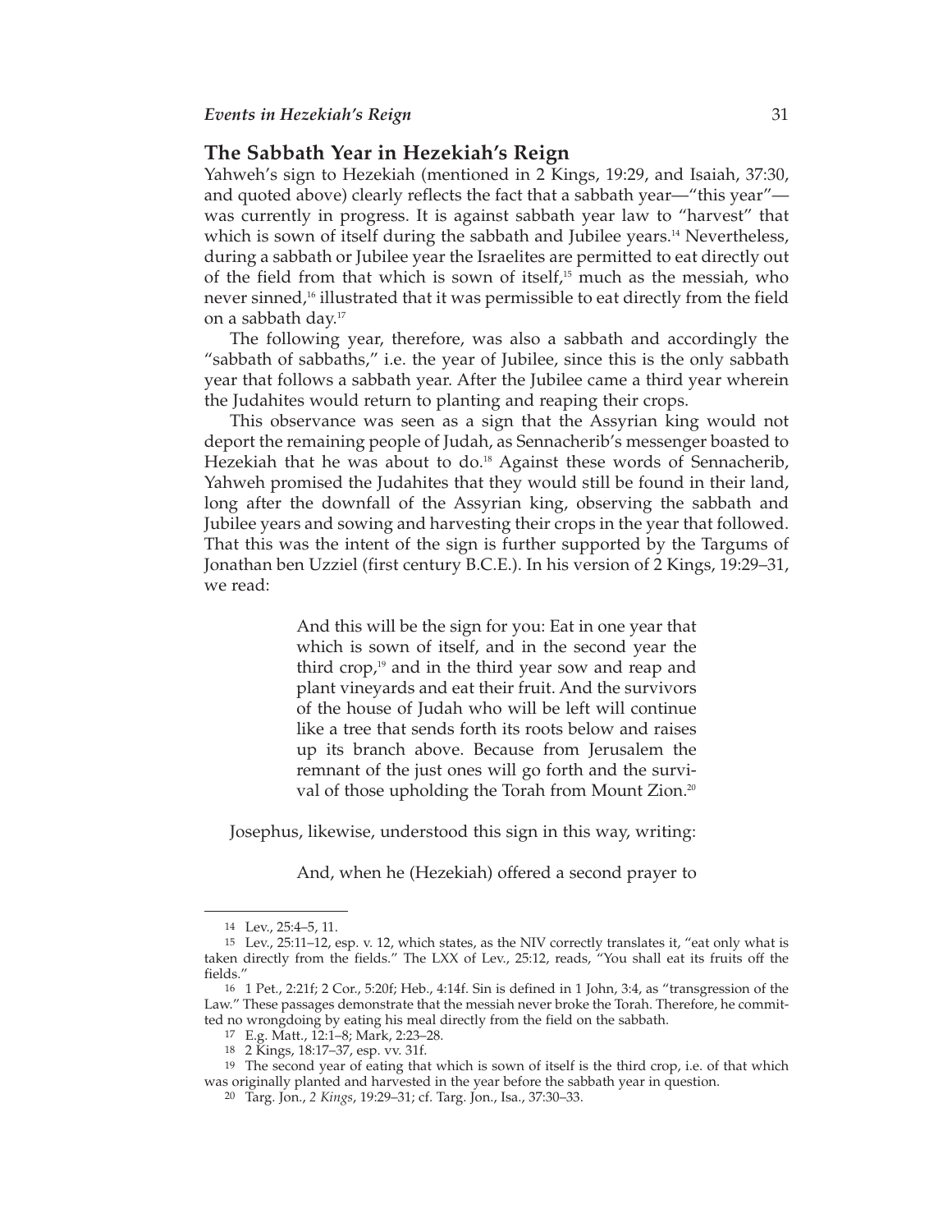## The Sabbath Year in Hezekiah's Reign

Yahweh's sign to Hezekiah (mentioned in 2 Kings, 19:29, and Isaiah, 37:30, and quoted above) clearly reflects the fact that a sabbath year—"this year"—was currently in progress. It is against sabbath year law to "harvest" that which is sown of itself during the sabbath and Jubilee years.[14] Nevertheless, during a sabbath or Jubilee year the Israelites are permitted to eat directly out of the field from that which is sown of itself,[15] much as the messiah, who never sinned,[16] illustrated that it was permissible to eat directly from the field on a sabbath day.[17]

The following year, therefore, was also a sabbath and accordingly the "sabbath of sabbaths," i.e. the year of Jubilee, since this is the only sabbath year that follows a sabbath year. After the Jubilee came a third year wherein the Judahites would return to planting and reaping their crops.

This observance was seen as a sign that the Assyrian king would not deport the remaining people of Judah, as Sennacherib's messenger boasted to Hezekiah that he was about to do.[18] Against these words of Sennacherib, Yahweh promised the Judahites that they would still be found in their land, long after the downfall of the Assyrian king, observing the sabbath and Jubilee years and sowing and harvesting their crops in the year that followed. That this was the intent of the sign is further supported by the Targums of Jonathan ben Uzziel (first century B.C.E.). In his version of 2 Kings, 19:29–31, we read:

> And this will be the sign for you: Eat in one year that which is sown of itself, and in the second year the third crop,[19] and in the third year sow and reap and plant vineyards and eat their fruit. And the survivors of the house of Judah who will be left will continue like a tree that sends forth its roots below and raises up its branch above. Because from Jerusalem the remnant of the just ones will go forth and the survival of those upholding the Torah from Mount Zion.[20]

Josephus, likewise, understood this sign in this way, writing:

> And, when he (Hezekiah) offered a second prayer to

---

14 Lev., 25:4–5, 11.

15 Lev., 25:11–12, esp. v. 12, which states, as the NIV correctly translates it, "eat only what is taken directly from the fields." The LXX of Lev., 25:12, reads, "You shall eat its fruits off the fields."

16 1 Pet., 2:21f; 2 Cor., 5:20f; Heb., 4:14f. Sin is defined in 1 John, 3:4, as "transgression of the Law." These passages demonstrate that the messiah never broke the Torah. Therefore, he committed no wrongdoing by eating his meal directly from the field on the sabbath.

17 E.g. Matt., 12:1–8; Mark, 2:23–28.

18 2 Kings, 18:17–37, esp. vv. 31f.

19 The second year of eating that which is sown of itself is the third crop, i.e. of that which was originally planted and harvested in the year before the sabbath year in question.

20 Targ. Jon., *2 Kings*, 19:29–31; cf. Targ. Jon., Isa., 37:30–33.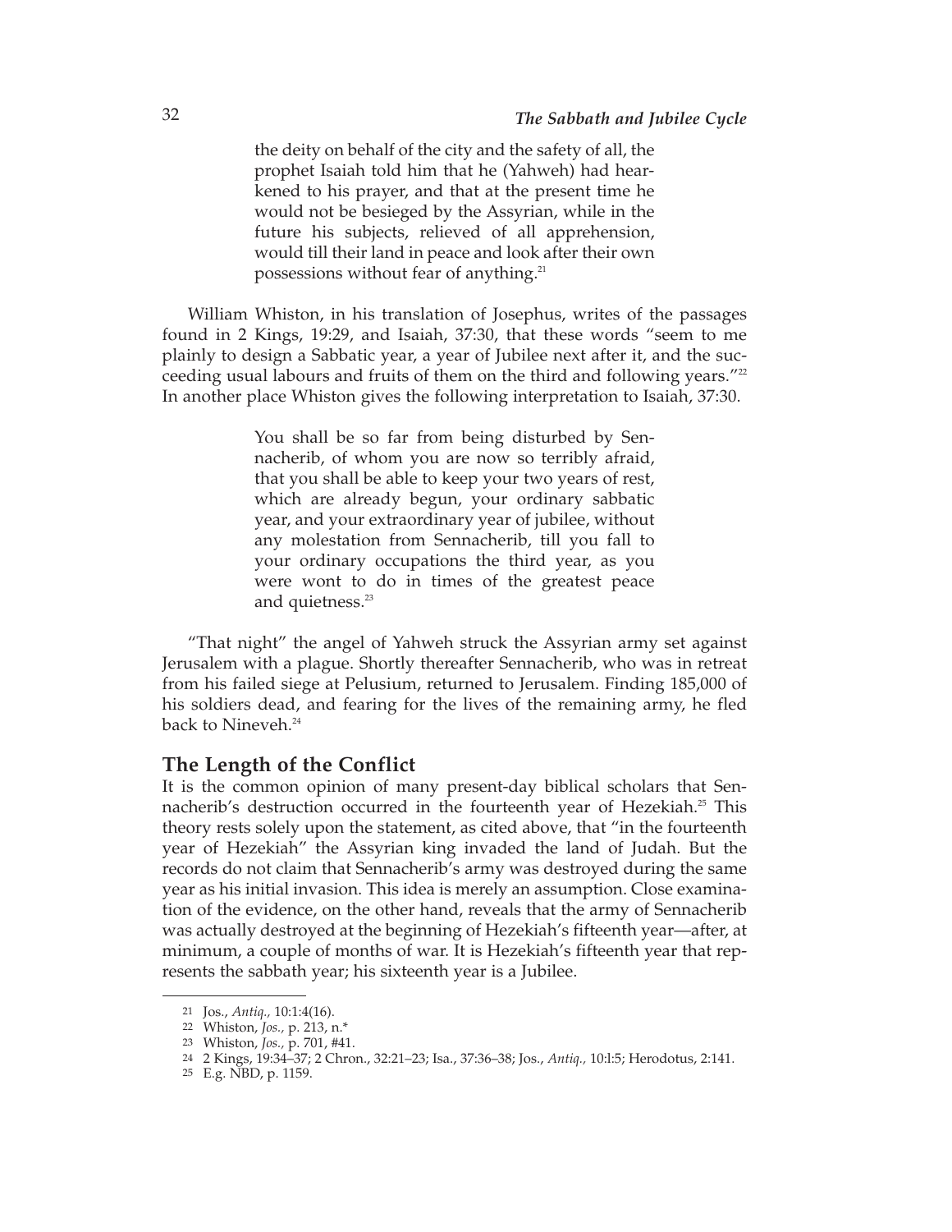> the deity on behalf of the city and the safety of all, the prophet Isaiah told him that he (Yahweh) had hearkened to his prayer, and that at the present time he would not be besieged by the Assyrian, while in the future his subjects, relieved of all apprehension, would till their land in peace and look after their own possessions without fear of anything.[21]

William Whiston, in his translation of Josephus, writes of the passages found in 2 Kings, 19:29, and Isaiah, 37:30, that these words "seem to me plainly to design a Sabbatic year, a year of Jubilee next after it, and the succeeding usual labours and fruits of them on the third and following years."[22] In another place Whiston gives the following interpretation to Isaiah, 37:30.

> You shall be so far from being disturbed by Sennacherib, of whom you are now so terribly afraid, that you shall be able to keep your two years of rest, which are already begun, your ordinary sabbatic year, and your extraordinary year of jubilee, without any molestation from Sennacherib, till you fall to your ordinary occupations the third year, as you were wont to do in times of the greatest peace and quietness.[23]

"That night" the angel of Yahweh struck the Assyrian army set against Jerusalem with a plague. Shortly thereafter Sennacherib, who was in retreat from his failed siege at Pelusium, returned to Jerusalem. Finding 185,000 of his soldiers dead, and fearing for the lives of the remaining army, he fled back to Nineveh.[24]

## The Length of the Conflict

It is the common opinion of many present-day biblical scholars that Sennacherib's destruction occurred in the fourteenth year of Hezekiah.[25] This theory rests solely upon the statement, as cited above, that "in the fourteenth year of Hezekiah" the Assyrian king invaded the land of Judah. But the records do not claim that Sennacherib's army was destroyed during the same year as his initial invasion. This idea is merely an assumption. Close examination of the evidence, on the other hand, reveals that the army of Sennacherib was actually destroyed at the beginning of Hezekiah's fifteenth year—after, at minimum, a couple of months of war. It is Hezekiah's fifteenth year that represents the sabbath year; his sixteenth year is a Jubilee.

---

21 Jos., *Antiq.,* 10:1:4(16).

22 Whiston, *Jos.,* p. 213, n.*

23 Whiston, *Jos.,* p. 701, #41.

24 2 Kings, 19:34–37; 2 Chron., 32:21–23; Isa., 37:36–38; Jos., *Antiq.,* 10:l:5; Herodotus, 2:141.

25 E.g. NBD, p. 1159.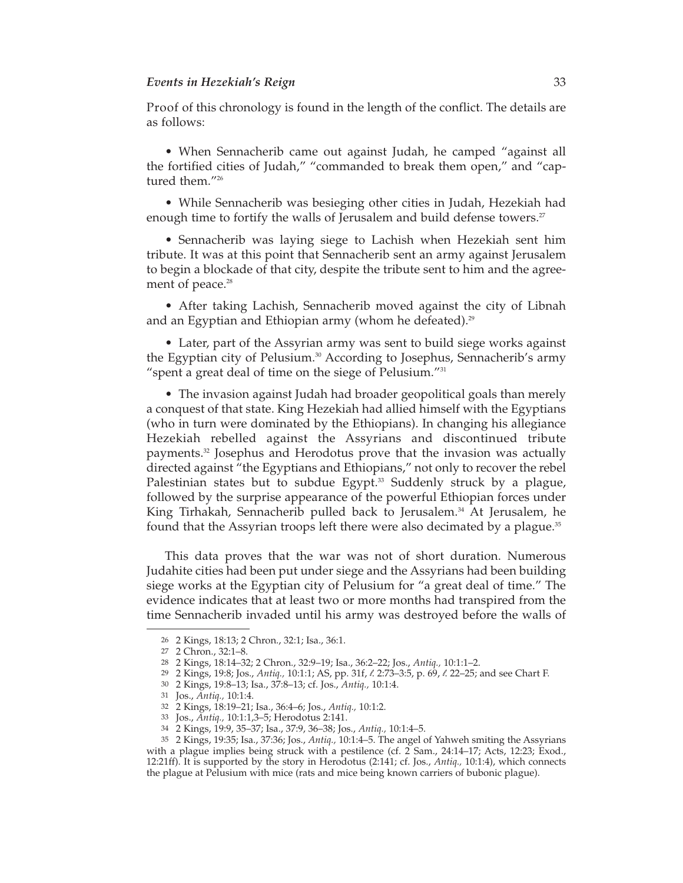Proof of this chronology is found in the length of the conflict. The details are as follows:

• When Sennacherib came out against Judah, he camped "against all the fortified cities of Judah," "commanded to break them open," and "captured them."[26]

• While Sennacherib was besieging other cities in Judah, Hezekiah had enough time to fortify the walls of Jerusalem and build defense towers.[27]

• Sennacherib was laying siege to Lachish when Hezekiah sent him tribute. It was at this point that Sennacherib sent an army against Jerusalem to begin a blockade of that city, despite the tribute sent to him and the agreement of peace.[28]

• After taking Lachish, Sennacherib moved against the city of Libnah and an Egyptian and Ethiopian army (whom he defeated).[29]

• Later, part of the Assyrian army was sent to build siege works against the Egyptian city of Pelusium.[30] According to Josephus, Sennacherib's army "spent a great deal of time on the siege of Pelusium."[31]

• The invasion against Judah had broader geopolitical goals than merely a conquest of that state. King Hezekiah had allied himself with the Egyptians (who in turn were dominated by the Ethiopians). In changing his allegiance Hezekiah rebelled against the Assyrians and discontinued tribute payments.[32] Josephus and Herodotus prove that the invasion was actually directed against "the Egyptians and Ethiopians," not only to recover the rebel Palestinian states but to subdue Egypt.[33] Suddenly struck by a plague, followed by the surprise appearance of the powerful Ethiopian forces under King Tirhakah, Sennacherib pulled back to Jerusalem.[34] At Jerusalem, he found that the Assyrian troops left there were also decimated by a plague.[35]

This data proves that the war was not of short duration. Numerous Judahite cities had been put under siege and the Assyrians had been building siege works at the Egyptian city of Pelusium for "a great deal of time." The evidence indicates that at least two or more months had transpired from the time Sennacherib invaded until his army was destroyed before the walls of

---

26 2 Kings, 18:13; 2 Chron., 32:1; Isa., 36:1.

27 2 Chron., 32:1–8.

28 2 Kings, 18:14–32; 2 Chron., 32:9–19; Isa., 36:2–22; Jos., *Antiq.,* 10:1:1–2.

29 2 Kings, 19:8; Jos., *Antiq.,* 10:1:1; AS, pp. 31f, *ℓ.* 2:73–3:5, p. 69, *ℓ.* 22–25; and see Chart F.

30 2 Kings, 19:8–13; Isa., 37:8–13; cf. Jos., *Antiq.,* 10:1:4.

31 Jos., *Antiq.,* 10:1:4.

32 2 Kings, 18:19–21; Isa., 36:4–6; Jos., *Antiq.,* 10:1:2.

33 Jos., *Antiq.,* 10:1:1,3–5; Herodotus 2:141.

34 2 Kings, 19:9, 35–37; Isa., 37:9, 36–38; Jos., *Antiq.,* 10:1:4–5.

35 2 Kings, 19:35; Isa., 37:36; Jos., *Antiq.,* 10:1:4–5. The angel of Yahweh smiting the Assyrians with a plague implies being struck with a pestilence (cf. 2 Sam., 24:14–17; Acts, 12:23; Exod., 12:21ff). It is supported by the story in Herodotus (2:141; cf. Jos., *Antiq.,* 10:1:4), which connects the plague at Pelusium with mice (rats and mice being known carriers of bubonic plague).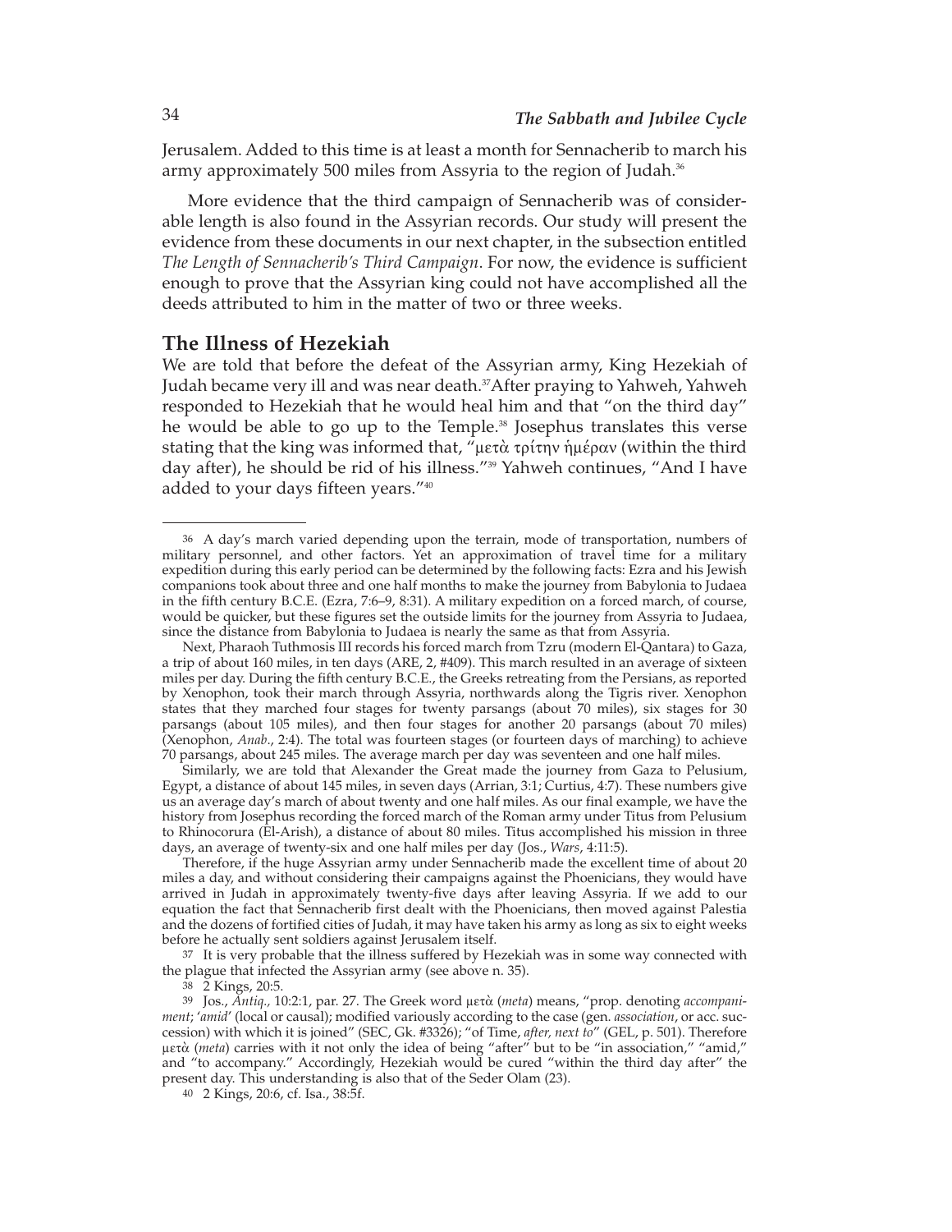Jerusalem. Added to this time is at least a month for Sennacherib to march his army approximately 500 miles from Assyria to the region of Judah.[36]

More evidence that the third campaign of Sennacherib was of considerable length is also found in the Assyrian records. Our study will present the evidence from these documents in our next chapter, in the subsection entitled *The Length of Sennacherib's Third Campaign*. For now, the evidence is sufficient enough to prove that the Assyrian king could not have accomplished all the deeds attributed to him in the matter of two or three weeks.

## The Illness of Hezekiah

We are told that before the defeat of the Assyrian army, King Hezekiah of Judah became very ill and was near death.[37] After praying to Yahweh, Yahweh responded to Hezekiah that he would heal him and that "on the third day" he would be able to go up to the Temple.[38] Josephus translates this verse stating that the king was informed that, "μετὰ τρίτην ἡμέραν (within the third day after), he should be rid of his illness."[39] Yahweh continues, "And I have added to your days fifteen years."[40]

---

36 A day's march varied depending upon the terrain, mode of transportation, numbers of military personnel, and other factors. Yet an approximation of travel time for a military expedition during this early period can be determined by the following facts: Ezra and his Jewish companions took about three and one half months to make the journey from Babylonia to Judaea in the fifth century B.C.E. (Ezra, 7:6–9, 8:31). A military expedition on a forced march, of course, would be quicker, but these figures set the outside limits for the journey from Assyria to Judaea, since the distance from Babylonia to Judaea is nearly the same as that from Assyria.

Next, Pharaoh Tuthmosis III records his forced march from Tzru (modern El-Qantara) to Gaza, a trip of about 160 miles, in ten days (ARE, 2, #409). This march resulted in an average of sixteen miles per day. During the fifth century B.C.E., the Greeks retreating from the Persians, as reported by Xenophon, took their march through Assyria, northwards along the Tigris river. Xenophon states that they marched four stages for twenty parsangs (about 70 miles), six stages for 30 parsangs (about 105 miles), and then four stages for another 20 parsangs (about 70 miles) (Xenophon, *Anab*., 2:4). The total was fourteen stages (or fourteen days of marching) to achieve 70 parsangs, about 245 miles. The average march per day was seventeen and one half miles.

Similarly, we are told that Alexander the Great made the journey from Gaza to Pelusium, Egypt, a distance of about 145 miles, in seven days (Arrian, 3:1; Curtius, 4:7). These numbers give us an average day's march of about twenty and one half miles. As our final example, we have the history from Josephus recording the forced march of the Roman army under Titus from Pelusium to Rhinocorura (El-Arish), a distance of about 80 miles. Titus accomplished his mission in three days, an average of twenty-six and one half miles per day (Jos., *Wars*, 4:11:5).

Therefore, if the huge Assyrian army under Sennacherib made the excellent time of about 20 miles a day, and without considering their campaigns against the Phoenicians, they would have arrived in Judah in approximately twenty-five days after leaving Assyria. If we add to our equation the fact that Sennacherib first dealt with the Phoenicians, then moved against Palestia and the dozens of fortified cities of Judah, it may have taken his army as long as six to eight weeks before he actually sent soldiers against Jerusalem itself.

37 It is very probable that the illness suffered by Hezekiah was in some way connected with the plague that infected the Assyrian army (see above n. 35).

38 2 Kings, 20:5.

39 Jos., *Antiq.,* 10:2:1, par. 27. The Greek word μετὰ (*meta*) means, "prop. denoting *accompaniment*; '*amid*' (local or causal); modified variously according to the case (gen. *association*, or acc. succession) with which it is joined" (SEC, Gk. #3326); "of Time, *after, next to*" (GEL, p. 501). Therefore μετὰ (*meta*) carries with it not only the idea of being "after" but to be "in association," "amid," and "to accompany." Accordingly, Hezekiah would be cured "within the third day after" the present day. This understanding is also that of the Seder Olam (23).

40 2 Kings, 20:6, cf. Isa., 38:5f.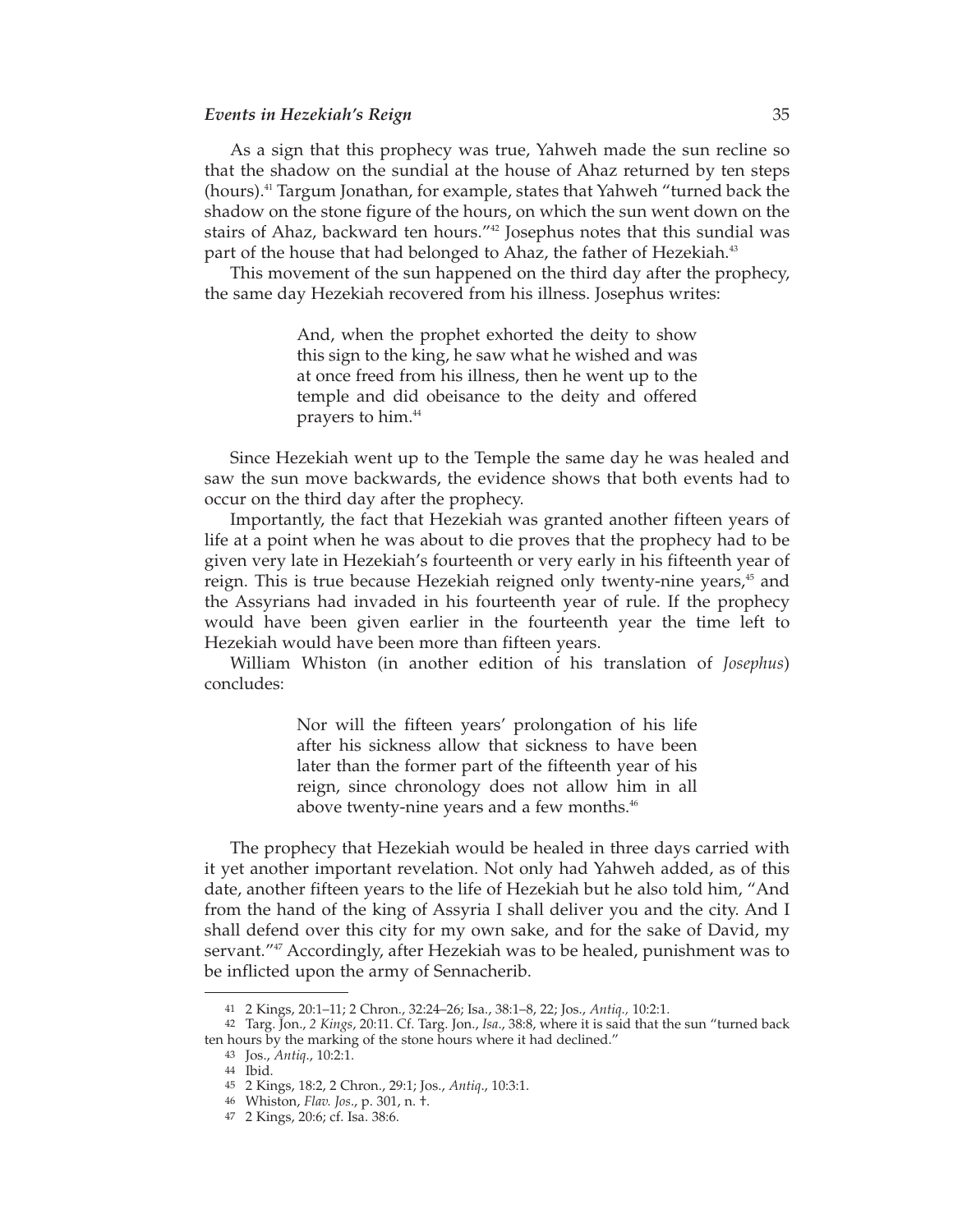As a sign that this prophecy was true, Yahweh made the sun recline so that the shadow on the sundial at the house of Ahaz returned by ten steps (hours).[41] Targum Jonathan, for example, states that Yahweh "turned back the shadow on the stone figure of the hours, on which the sun went down on the stairs of Ahaz, backward ten hours."[42] Josephus notes that this sundial was part of the house that had belonged to Ahaz, the father of Hezekiah.[43]

This movement of the sun happened on the third day after the prophecy, the same day Hezekiah recovered from his illness. Josephus writes:

> And, when the prophet exhorted the deity to show this sign to the king, he saw what he wished and was at once freed from his illness, then he went up to the temple and did obeisance to the deity and offered prayers to him.[44]

Since Hezekiah went up to the Temple the same day he was healed and saw the sun move backwards, the evidence shows that both events had to occur on the third day after the prophecy.

Importantly, the fact that Hezekiah was granted another fifteen years of life at a point when he was about to die proves that the prophecy had to be given very late in Hezekiah's fourteenth or very early in his fifteenth year of reign. This is true because Hezekiah reigned only twenty-nine years,[45] and the Assyrians had invaded in his fourteenth year of rule. If the prophecy would have been given earlier in the fourteenth year the time left to Hezekiah would have been more than fifteen years.

William Whiston (in another edition of his translation of *Josephus*) concludes:

> Nor will the fifteen years' prolongation of his life after his sickness allow that sickness to have been later than the former part of the fifteenth year of his reign, since chronology does not allow him in all above twenty-nine years and a few months.[46]

The prophecy that Hezekiah would be healed in three days carried with it yet another important revelation. Not only had Yahweh added, as of this date, another fifteen years to the life of Hezekiah but he also told him, "And from the hand of the king of Assyria I shall deliver you and the city. And I shall defend over this city for my own sake, and for the sake of David, my servant."[47] Accordingly, after Hezekiah was to be healed, punishment was to be inflicted upon the army of Sennacherib.

---

41 2 Kings, 20:1–11; 2 Chron., 32:24–26; Isa., 38:1–8, 22; Jos., *Antiq.*, 10:2:1.

42 Targ. Jon., *2 Kings*, 20:11. Cf. Targ. Jon., *Isa.*, 38:8, where it is said that the sun "turned back ten hours by the marking of the stone hours where it had declined."

43 Jos., *Antiq.*, 10:2:1.

44 Ibid.

45 2 Kings, 18:2, 2 Chron., 29:1; Jos., *Antiq.*, 10:3:1.

46 Whiston, *Flav. Jos.*, p. 301, n. †.

47 2 Kings, 20:6; cf. Isa. 38:6.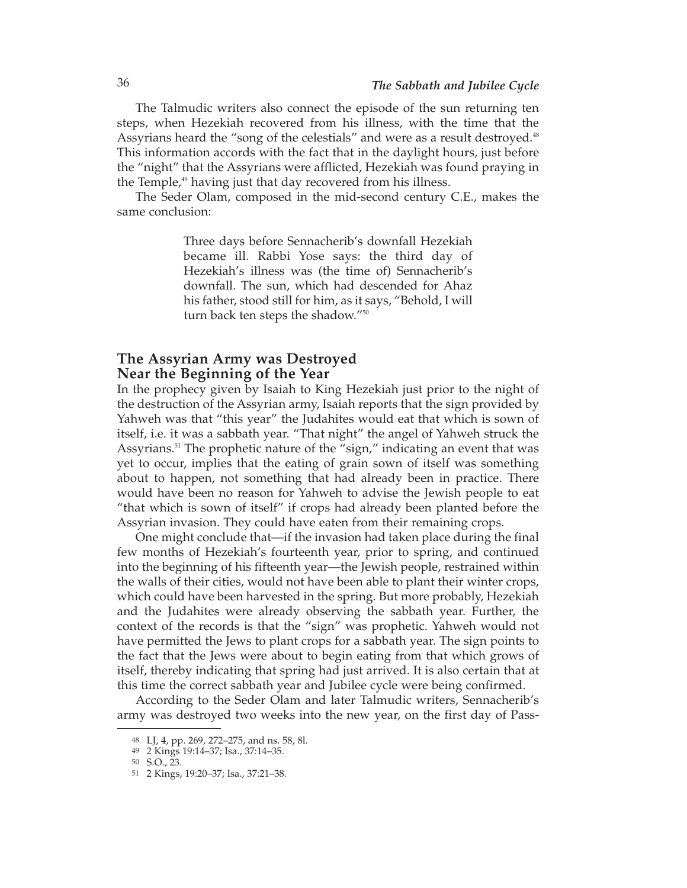The Talmudic writers also connect the episode of the sun returning ten steps, when Hezekiah recovered from his illness, with the time that the Assyrians heard the "song of the celestials" and were as a result destroyed.[48] This information accords with the fact that in the daylight hours, just before the "night" that the Assyrians were afflicted, Hezekiah was found praying in the Temple,[49] having just that day recovered from his illness.

The Seder Olam, composed in the mid-second century C.E., makes the same conclusion:

> Three days before Sennacherib's downfall Hezekiah became ill. Rabbi Yose says: the third day of Hezekiah's illness was (the time of) Sennacherib's downfall. The sun, which had descended for Ahaz his father, stood still for him, as it says, "Behold, I will turn back ten steps the shadow."[50]

## The Assyrian Army was Destroyed Near the Beginning of the Year

In the prophecy given by Isaiah to King Hezekiah just prior to the night of the destruction of the Assyrian army, Isaiah reports that the sign provided by Yahweh was that "this year" the Judahites would eat that which is sown of itself, i.e. it was a sabbath year. "That night" the angel of Yahweh struck the Assyrians.[51] The prophetic nature of the "sign," indicating an event that was yet to occur, implies that the eating of grain sown of itself was something about to happen, not something that had already been in practice. There would have been no reason for Yahweh to advise the Jewish people to eat "that which is sown of itself" if crops had already been planted before the Assyrian invasion. They could have eaten from their remaining crops.

One might conclude that—if the invasion had taken place during the final few months of Hezekiah's fourteenth year, prior to spring, and continued into the beginning of his fifteenth year—the Jewish people, restrained within the walls of their cities, would not have been able to plant their winter crops, which could have been harvested in the spring. But more probably, Hezekiah and the Judahites were already observing the sabbath year. Further, the context of the records is that the "sign" was prophetic. Yahweh would not have permitted the Jews to plant crops for a sabbath year. The sign points to the fact that the Jews were about to begin eating from that which grows of itself, thereby indicating that spring had just arrived. It is also certain that at this time the correct sabbath year and Jubilee cycle were being confirmed.

According to the Seder Olam and later Talmudic writers, Sennacherib's army was destroyed two weeks into the new year, on the first day of Pass-

---

48 LJ, 4, pp. 269, 272–275, and ns. 58, 8l.

49 2 Kings 19:14–37; Isa., 37:14–35.

50 S.O., 23.

51 2 Kings, 19:20–37; Isa., 37:21–38.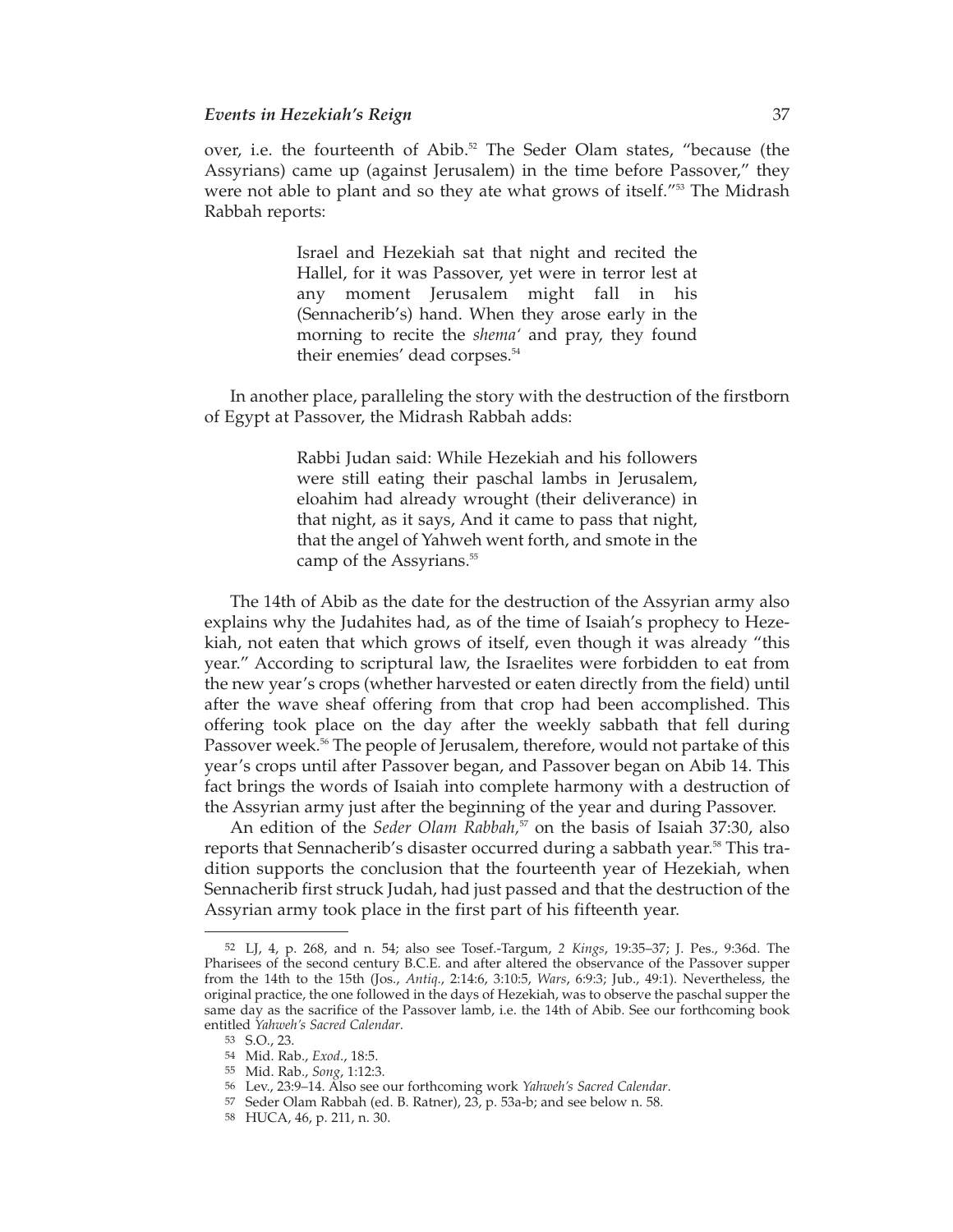over, i.e. the fourteenth of Abib.[52] The Seder Olam states, "because (the Assyrians) came up (against Jerusalem) in the time before Passover," they were not able to plant and so they ate what grows of itself."[53] The Midrash Rabbah reports:

> Israel and Hezekiah sat that night and recited the Hallel, for it was Passover, yet were in terror lest at any moment Jerusalem might fall in his (Sennacherib's) hand. When they arose early in the morning to recite the *shema'* and pray, they found their enemies' dead corpses.[54]

In another place, paralleling the story with the destruction of the firstborn of Egypt at Passover, the Midrash Rabbah adds:

> Rabbi Judan said: While Hezekiah and his followers were still eating their paschal lambs in Jerusalem, eloahim had already wrought (their deliverance) in that night, as it says, And it came to pass that night, that the angel of Yahweh went forth, and smote in the camp of the Assyrians.[55]

The 14th of Abib as the date for the destruction of the Assyrian army also explains why the Judahites had, as of the time of Isaiah's prophecy to Hezekiah, not eaten that which grows of itself, even though it was already "this year." According to scriptural law, the Israelites were forbidden to eat from the new year's crops (whether harvested or eaten directly from the field) until after the wave sheaf offering from that crop had been accomplished. This offering took place on the day after the weekly sabbath that fell during Passover week.[56] The people of Jerusalem, therefore, would not partake of this year's crops until after Passover began, and Passover began on Abib 14. This fact brings the words of Isaiah into complete harmony with a destruction of the Assyrian army just after the beginning of the year and during Passover.

An edition of the *Seder Olam Rabbah*,[57] on the basis of Isaiah 37:30, also reports that Sennacherib's disaster occurred during a sabbath year.[58] This tradition supports the conclusion that the fourteenth year of Hezekiah, when Sennacherib first struck Judah, had just passed and that the destruction of the Assyrian army took place in the first part of his fifteenth year.

---

52 LJ, 4, p. 268, and n. 54; also see Tosef.-Targum, *2 Kings*, 19:35–37; J. Pes., 9:36d. The Pharisees of the second century B.C.E. and after altered the observance of the Passover supper from the 14th to the 15th (Jos., *Antiq.*, 2:14:6, 3:10:5, *Wars*, 6:9:3; Jub., 49:1). Nevertheless, the original practice, the one followed in the days of Hezekiah, was to observe the paschal supper the same day as the sacrifice of the Passover lamb, i.e. the 14th of Abib. See our forthcoming book entitled *Yahweh's Sacred Calendar*.

53 S.O., 23.

54 Mid. Rab., *Exod.*, 18:5.

55 Mid. Rab., *Song*, 1:12:3.

56 Lev., 23:9–14. Also see our forthcoming work *Yahweh's Sacred Calendar*.

57 Seder Olam Rabbah (ed. B. Ratner), 23, p. 53a-b; and see below n. 58.

58 HUCA, 46, p. 211, n. 30.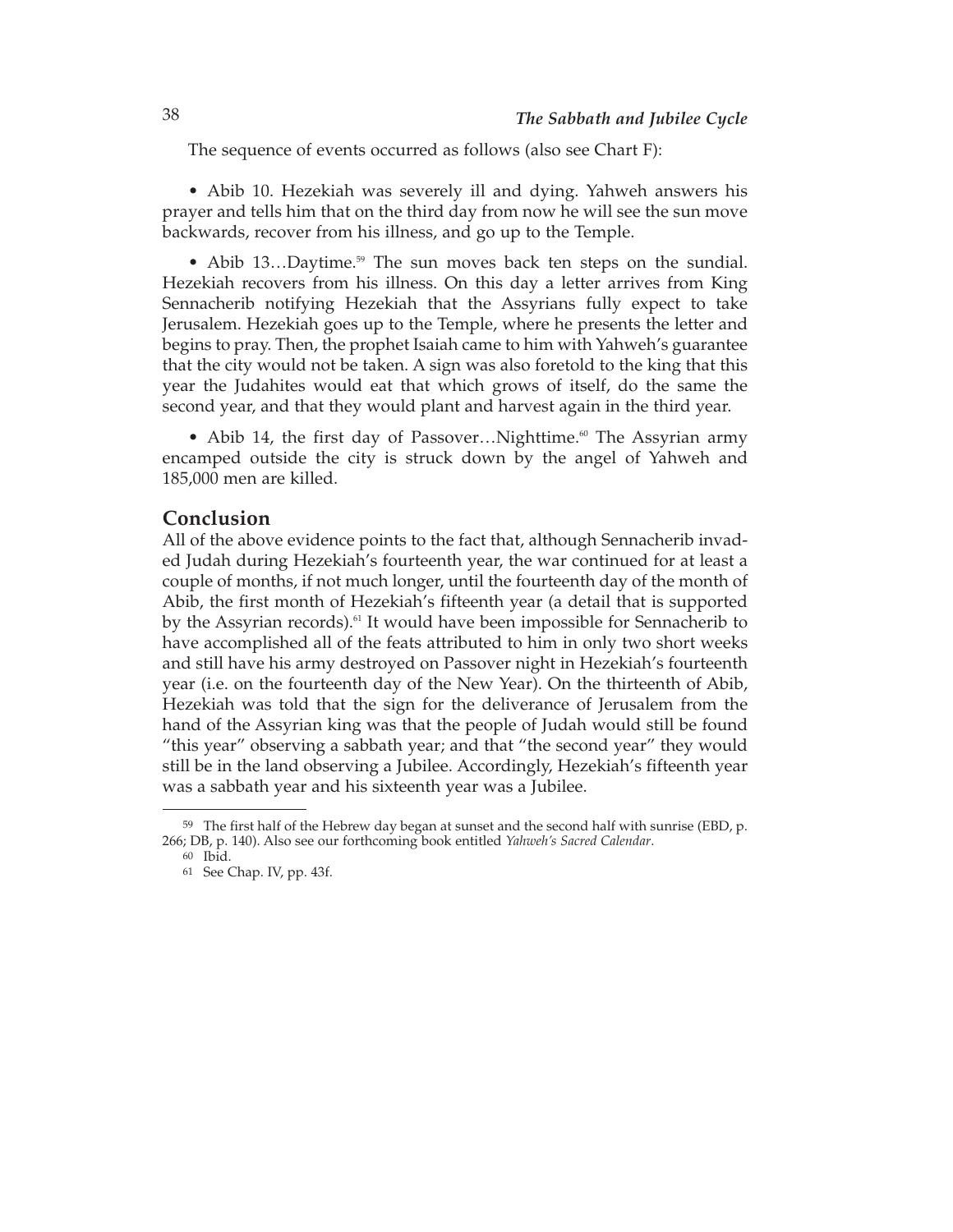The sequence of events occurred as follows (also see Chart F):

• Abib 10. Hezekiah was severely ill and dying. Yahweh answers his prayer and tells him that on the third day from now he will see the sun move backwards, recover from his illness, and go up to the Temple.

• Abib 13…Daytime.[59] The sun moves back ten steps on the sundial. Hezekiah recovers from his illness. On this day a letter arrives from King Sennacherib notifying Hezekiah that the Assyrians fully expect to take Jerusalem. Hezekiah goes up to the Temple, where he presents the letter and begins to pray. Then, the prophet Isaiah came to him with Yahweh's guarantee that the city would not be taken. A sign was also foretold to the king that this year the Judahites would eat that which grows of itself, do the same the second year, and that they would plant and harvest again in the third year.

• Abib 14, the first day of Passover…Nighttime.[60] The Assyrian army encamped outside the city is struck down by the angel of Yahweh and 185,000 men are killed.

## Conclusion

All of the above evidence points to the fact that, although Sennacherib invaded Judah during Hezekiah's fourteenth year, the war continued for at least a couple of months, if not much longer, until the fourteenth day of the month of Abib, the first month of Hezekiah's fifteenth year (a detail that is supported by the Assyrian records).[61] It would have been impossible for Sennacherib to have accomplished all of the feats attributed to him in only two short weeks and still have his army destroyed on Passover night in Hezekiah's fourteenth year (i.e. on the fourteenth day of the New Year). On the thirteenth of Abib, Hezekiah was told that the sign for the deliverance of Jerusalem from the hand of the Assyrian king was that the people of Judah would still be found "this year" observing a sabbath year; and that "the second year" they would still be in the land observing a Jubilee. Accordingly, Hezekiah's fifteenth year was a sabbath year and his sixteenth year was a Jubilee.

---

59 The first half of the Hebrew day began at sunset and the second half with sunrise (EBD, p. 266; DB, p. 140). Also see our forthcoming book entitled *Yahweh's Sacred Calendar*.

60 Ibid.

61 See Chap. IV, pp. 43f.